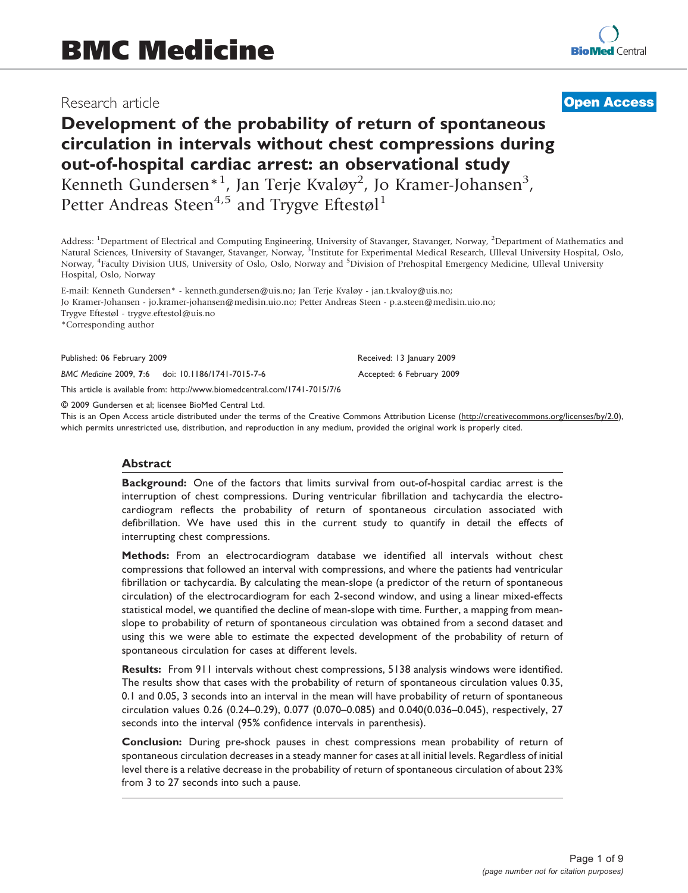# BMC Medicine

Research article

**Open Access**

# Development of the probability of return of spontaneous circulation in intervals without chest compressions during out-of-hospital cardiac arrest: an observational study

Kenneth Gundersen*[1], Jan Terje Kvaløy[2], Jo Kramer-Johansen[3], Petter Andreas Steen[4,5] and Trygve Eftestøl[1]

Address: [1]Department of Electrical and Computing Engineering, University of Stavanger, Stavanger, Norway, [2]Department of Mathematics and Natural Sciences, University of Stavanger, Stavanger, Norway, [3]Institute for Experimental Medical Research, Ulleval University Hospital, Oslo, Norway, [4]Faculty Division UUS, University of Oslo, Oslo, Norway and [5]Division of Prehospital Emergency Medicine, Ulleval University Hospital, Oslo, Norway

E-mail: Kenneth Gundersen* - kenneth.gundersen@uis.no; Jan Terje Kvaløy - jan.t.kvaloy@uis.no;
Jo Kramer-Johansen - jo.kramer-johansen@medisin.uio.no; Petter Andreas Steen - p.a.steen@medisin.uio.no;
Trygve Eftestøl - trygve.eftestol@uis.no
*Corresponding author

Published: 06 February 2009

*BMC Medicine* 2009, **7**:6 doi: 10.1186/1741-7015-7-6

Received: 13 January 2009

Accepted: 6 February 2009

This article is available from: http://www.biomedcentral.com/1741-7015/7/6

© 2009 Gundersen et al; licensee BioMed Central Ltd.

This is an Open Access article distributed under the terms of the Creative Commons Attribution License (http://creativecommons.org/licenses/by/2.0), which permits unrestricted use, distribution, and reproduction in any medium, provided the original work is properly cited.

## Abstract

**Background:** One of the factors that limits survival from out-of-hospital cardiac arrest is the interruption of chest compressions. During ventricular fibrillation and tachycardia the electrocardiogram reflects the probability of return of spontaneous circulation associated with defibrillation. We have used this in the current study to quantify in detail the effects of interrupting chest compressions.

**Methods:** From an electrocardiogram database we identified all intervals without chest compressions that followed an interval with compressions, and where the patients had ventricular fibrillation or tachycardia. By calculating the mean-slope (a predictor of the return of spontaneous circulation) of the electrocardiogram for each 2-second window, and using a linear mixed-effects statistical model, we quantified the decline of mean-slope with time. Further, a mapping from mean-slope to probability of return of spontaneous circulation was obtained from a second dataset and using this we were able to estimate the expected development of the probability of return of spontaneous circulation for cases at different levels.

**Results:** From 911 intervals without chest compressions, 5138 analysis windows were identified. The results show that cases with the probability of return of spontaneous circulation values 0.35, 0.1 and 0.05, 3 seconds into an interval in the mean will have probability of return of spontaneous circulation values 0.26 (0.24–0.29), 0.077 (0.070–0.085) and 0.040(0.036–0.045), respectively, 27 seconds into the interval (95% confidence intervals in parenthesis).

**Conclusion:** During pre-shock pauses in chest compressions mean probability of return of spontaneous circulation decreases in a steady manner for cases at all initial levels. Regardless of initial level there is a relative decrease in the probability of return of spontaneous circulation of about 23% from 3 to 27 seconds into such a pause.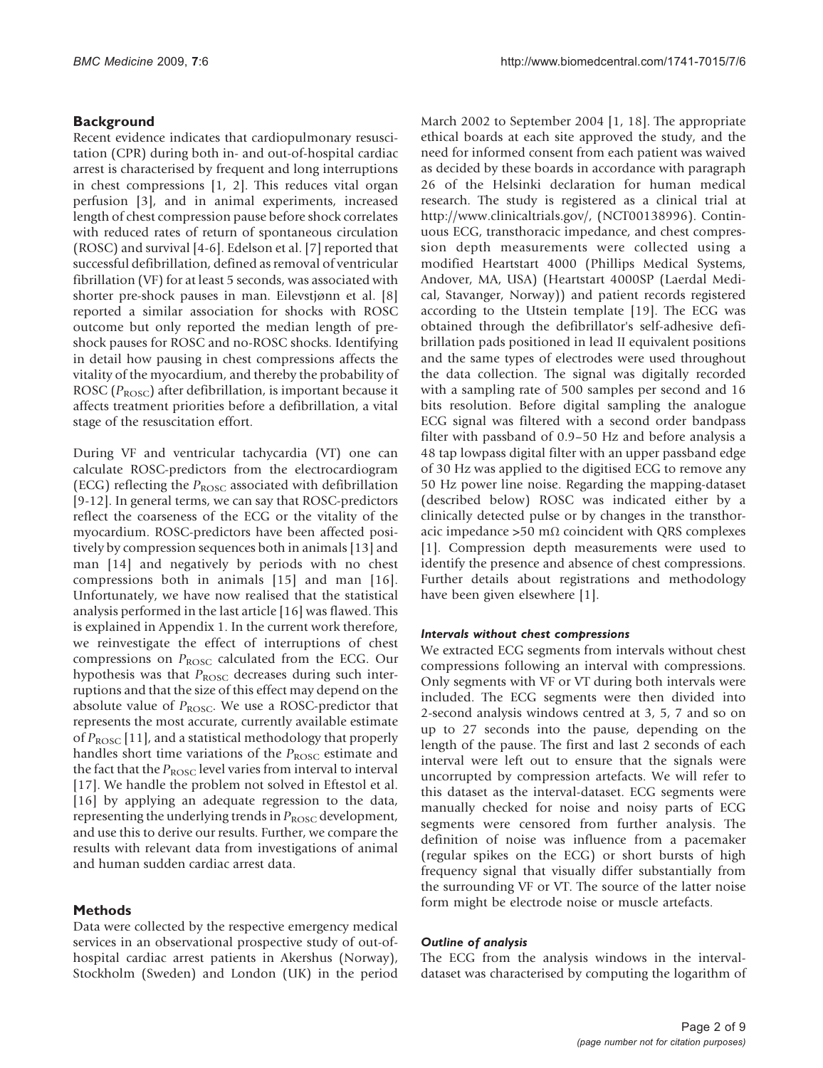## Background

Recent evidence indicates that cardiopulmonary resuscitation (CPR) during both in- and out-of-hospital cardiac arrest is characterised by frequent and long interruptions in chest compressions [1, 2]. This reduces vital organ perfusion [3], and in animal experiments, increased length of chest compression pause before shock correlates with reduced rates of return of spontaneous circulation (ROSC) and survival [4-6]. Edelson et al. [7] reported that successful defibrillation, defined as removal of ventricular fibrillation (VF) for at least 5 seconds, was associated with shorter pre-shock pauses in man. Eilevstjønn et al. [8] reported a similar association for shocks with ROSC outcome but only reported the median length of pre-shock pauses for ROSC and no-ROSC shocks. Identifying in detail how pausing in chest compressions affects the vitality of the myocardium, and thereby the probability of ROSC ($P_{ROSC}$) after defibrillation, is important because it affects treatment priorities before a defibrillation, a vital stage of the resuscitation effort.

During VF and ventricular tachycardia (VT) one can calculate ROSC-predictors from the electrocardiogram (ECG) reflecting the $P_{ROSC}$ associated with defibrillation [9-12]. In general terms, we can say that ROSC-predictors reflect the coarseness of the ECG or the vitality of the myocardium. ROSC-predictors have been affected positively by compression sequences both in animals [13] and man [14] and negatively by periods with no chest compressions both in animals [15] and man [16]. Unfortunately, we have now realised that the statistical analysis performed in the last article [16] was flawed. This is explained in Appendix 1. In the current work therefore, we reinvestigate the effect of interruptions of chest compressions on $P_{ROSC}$ calculated from the ECG. Our hypothesis was that $P_{ROSC}$ decreases during such interruptions and that the size of this effect may depend on the absolute value of $P_{ROSC}$. We use a ROSC-predictor that represents the most accurate, currently available estimate of $P_{ROSC}$ [11], and a statistical methodology that properly handles short time variations of the $P_{ROSC}$ estimate and the fact that the $P_{ROSC}$ level varies from interval to interval [17]. We handle the problem not solved in Eftestol et al. [16] by applying an adequate regression to the data, representing the underlying trends in $P_{ROSC}$ development, and use this to derive our results. Further, we compare the results with relevant data from investigations of animal and human sudden cardiac arrest data.

## Methods

Data were collected by the respective emergency medical services in an observational prospective study of out-of-hospital cardiac arrest patients in Akershus (Norway), Stockholm (Sweden) and London (UK) in the period March 2002 to September 2004 [1, 18]. The appropriate ethical boards at each site approved the study, and the need for informed consent from each patient was waived as decided by these boards in accordance with paragraph 26 of the Helsinki declaration for human medical research. The study is registered as a clinical trial at http://www.clinicaltrials.gov/, (NCT00138996). Continuous ECG, transthoracic impedance, and chest compression depth measurements were collected using a modified Heartstart 4000 (Phillips Medical Systems, Andover, MA, USA) (Heartstart 4000SP (Laerdal Medical, Stavanger, Norway)) and patient records registered according to the Utstein template [19]. The ECG was obtained through the defibrillator's self-adhesive defibrillation pads positioned in lead II equivalent positions and the same types of electrodes were used throughout the data collection. The signal was digitally recorded with a sampling rate of 500 samples per second and 16 bits resolution. Before digital sampling the analogue ECG signal was filtered with a second order bandpass filter with passband of 0.9–50 Hz and before analysis a 48 tap lowpass digital filter with an upper passband edge of 30 Hz was applied to the digitised ECG to remove any 50 Hz power line noise. Regarding the mapping-dataset (described below) ROSC was indicated either by a clinically detected pulse or by changes in the transthoracic impedance >50 mΩ coincident with QRS complexes [1]. Compression depth measurements were used to identify the presence and absence of chest compressions. Further details about registrations and methodology have been given elsewhere [1].

### *Intervals without chest compressions*

We extracted ECG segments from intervals without chest compressions following an interval with compressions. Only segments with VF or VT during both intervals were included. The ECG segments were then divided into 2-second analysis windows centred at 3, 5, 7 and so on up to 27 seconds into the pause, depending on the length of the pause. The first and last 2 seconds of each interval were left out to ensure that the signals were uncorrupted by compression artefacts. We will refer to this dataset as the interval-dataset. ECG segments were manually checked for noise and noisy parts of ECG segments were censored from further analysis. The definition of noise was influence from a pacemaker (regular spikes on the ECG) or short bursts of high frequency signal that visually differ substantially from the surrounding VF or VT. The source of the latter noise form might be electrode noise or muscle artefacts.

### *Outline of analysis*

The ECG from the analysis windows in the interval-dataset was characterised by computing the logarithm of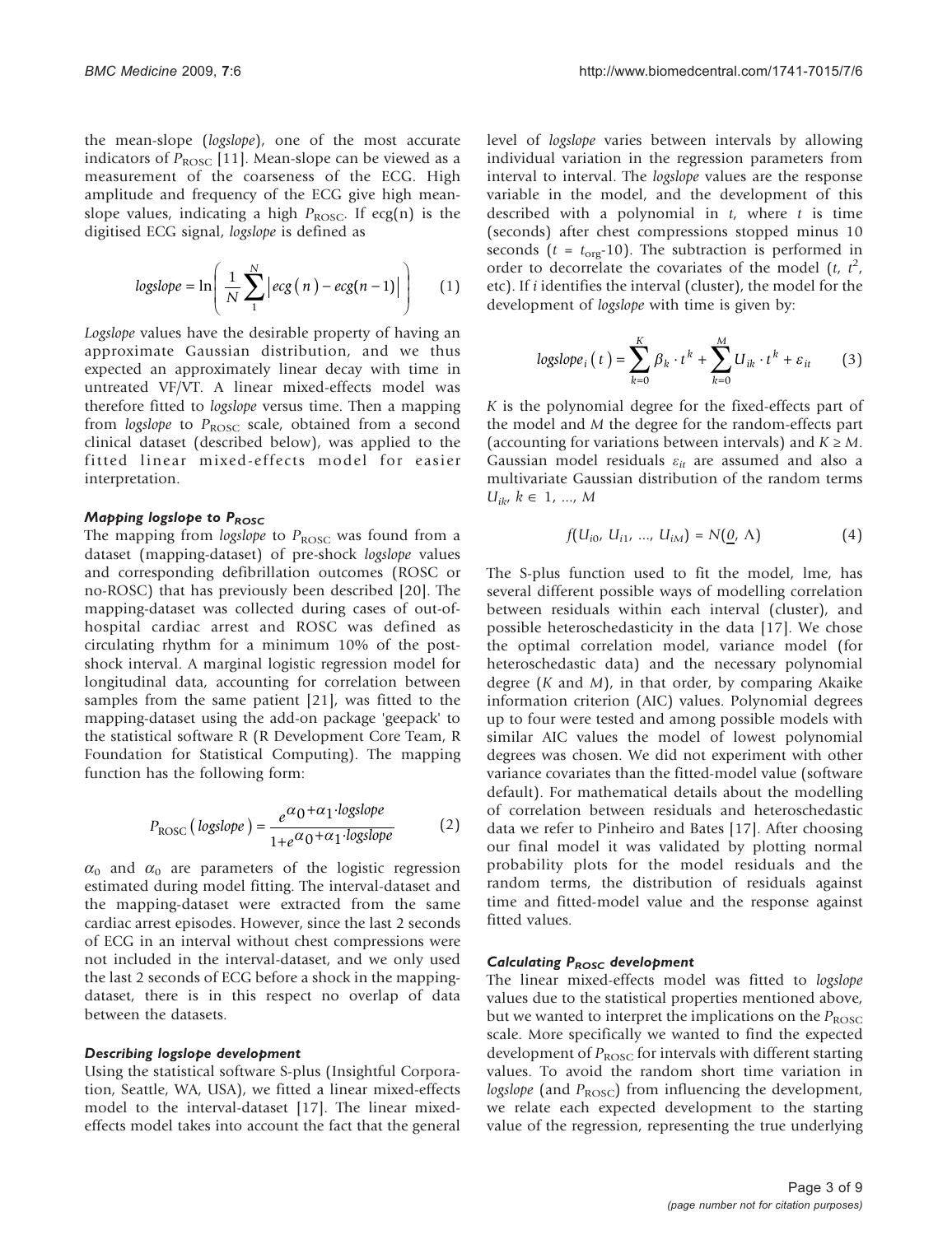the mean-slope (*logslope*), one of the most accurate indicators of $P_{\text{ROSC}}$ [11]. Mean-slope can be viewed as a measurement of the coarseness of the ECG. High amplitude and frequency of the ECG give high mean-slope values, indicating a high $P_{\text{ROSC}}$. If ecg(n) is the digitised ECG signal, *logslope* is defined as

$$logslope = \ln\left(\frac{1}{N}\sum_{1}^{N}\left|ecg(n) - ecg(n-1)\right|\right) \quad (1)$$

*Logslope* values have the desirable property of having an approximate Gaussian distribution, and we thus expected an approximately linear decay with time in untreated VF/VT. A linear mixed-effects model was therefore fitted to *logslope* versus time. Then a mapping from *logslope* to $P_{\text{ROSC}}$ scale, obtained from a second clinical dataset (described below), was applied to the fitted linear mixed-effects model for easier interpretation.

### *Mapping logslope to $P_{ROSC}$*

The mapping from *logslope* to $P_{\text{ROSC}}$ was found from a dataset (mapping-dataset) of pre-shock *logslope* values and corresponding defibrillation outcomes (ROSC or no-ROSC) that has previously been described [20]. The mapping-dataset was collected during cases of out-of-hospital cardiac arrest and ROSC was defined as circulating rhythm for a minimum 10% of the post-shock interval. A marginal logistic regression model for longitudinal data, accounting for correlation between samples from the same patient [21], was fitted to the mapping-dataset using the add-on package 'geepack' to the statistical software R (R Development Core Team, R Foundation for Statistical Computing). The mapping function has the following form:

$$P_{\text{ROSC}}(logslope) = \frac{e^{\alpha_0 + \alpha_1 \cdot logslope}}{1 + e^{\alpha_0 + \alpha_1 \cdot logslope}} \quad (2)$$

$\alpha_0$ and $\alpha_0$ are parameters of the logistic regression estimated during model fitting. The interval-dataset and the mapping-dataset were extracted from the same cardiac arrest episodes. However, since the last 2 seconds of ECG in an interval without chest compressions were not included in the interval-dataset, and we only used the last 2 seconds of ECG before a shock in the mapping-dataset, there is in this respect no overlap of data between the datasets.

### *Describing logslope development*

Using the statistical software S-plus (Insightful Corporation, Seattle, WA, USA), we fitted a linear mixed-effects model to the interval-dataset [17]. The linear mixed-effects model takes into account the fact that the general level of *logslope* varies between intervals by allowing individual variation in the regression parameters from interval to interval. The *logslope* values are the response variable in the model, and the development of this described with a polynomial in $t$, where $t$ is time (seconds) after chest compressions stopped minus 10 seconds ($t = t_{\text{org}}$-10). The subtraction is performed in order to decorrelate the covariates of the model ($t$, $t^2$, etc). If $i$ identifies the interval (cluster), the model for the development of *logslope* with time is given by:

$$logslope_i(t) = \sum_{k=0}^{K} \beta_k \cdot t^k + \sum_{k=0}^{M} U_{ik} \cdot t^k + \varepsilon_{it} \quad (3)$$

$K$ is the polynomial degree for the fixed-effects part of the model and $M$ the degree for the random-effects part (accounting for variations between intervals) and $K \geq M$. Gaussian model residuals $\varepsilon_{it}$ are assumed and also a multivariate Gaussian distribution of the random terms $U_{ik}$, $k \in 1, \ldots, M$

$$f(U_{i0}, U_{i1}, \ldots, U_{iM}) = N(\underline{0}, \Lambda) \quad (4)$$

The S-plus function used to fit the model, lme, has several different possible ways of modelling correlation between residuals within each interval (cluster), and possible heteroschedasticity in the data [17]. We chose the optimal correlation model, variance model (for heteroschedastic data) and the necessary polynomial degree ($K$ and $M$), in that order, by comparing Akaike information criterion (AIC) values. Polynomial degrees up to four were tested and among possible models with similar AIC values the model of lowest polynomial degrees was chosen. We did not experiment with other variance covariates than the fitted-model value (software default). For mathematical details about the modelling of correlation between residuals and heteroschedastic data we refer to Pinheiro and Bates [17]. After choosing our final model it was validated by plotting normal probability plots for the model residuals and the random terms, the distribution of residuals against time and fitted-model value and the response against fitted values.

### *Calculating $P_{ROSC}$ development*

The linear mixed-effects model was fitted to *logslope* values due to the statistical properties mentioned above, but we wanted to interpret the implications on the $P_{\text{ROSC}}$ scale. More specifically we wanted to find the expected development of $P_{\text{ROSC}}$ for intervals with different starting values. To avoid the random short time variation in *logslope* (and $P_{\text{ROSC}}$) from influencing the development, we relate each expected development to the starting value of the regression, representing the true underlying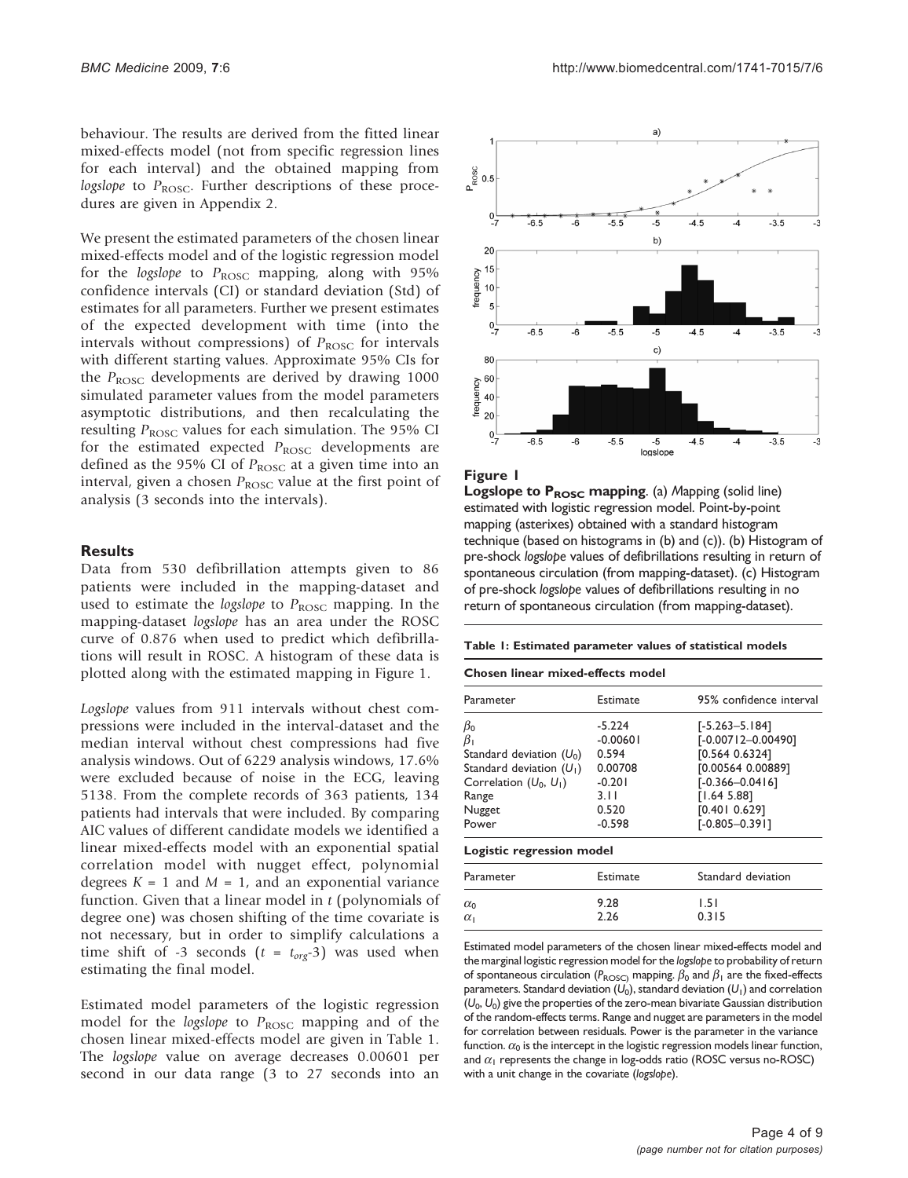behaviour. The results are derived from the fitted linear mixed-effects model (not from specific regression lines for each interval) and the obtained mapping from *logslope* to $P_{ROSC}$. Further descriptions of these procedures are given in Appendix 2.

We present the estimated parameters of the chosen linear mixed-effects model and of the logistic regression model for the *logslope* to $P_{ROSC}$ mapping, along with 95% confidence intervals (CI) or standard deviation (Std) of estimates for all parameters. Further we present estimates of the expected development with time (into the intervals without compressions) of $P_{ROSC}$ for intervals with different starting values. Approximate 95% CIs for the $P_{ROSC}$ developments are derived by drawing 1000 simulated parameter values from the model parameters asymptotic distributions, and then recalculating the resulting $P_{ROSC}$ values for each simulation. The 95% CI for the estimated expected $P_{ROSC}$ developments are defined as the 95% CI of $P_{ROSC}$ at a given time into an interval, given a chosen $P_{ROSC}$ value at the first point of analysis (3 seconds into the intervals).

## Results

Data from 530 defibrillation attempts given to 86 patients were included in the mapping-dataset and used to estimate the *logslope* to $P_{ROSC}$ mapping. In the mapping-dataset *logslope* has an area under the ROSC curve of 0.876 when used to predict which defibrillations will result in ROSC. A histogram of these data is plotted along with the estimated mapping in Figure 1.

*Logslope* values from 911 intervals without chest compressions were included in the interval-dataset and the median interval without chest compressions had five analysis windows. Out of 6229 analysis windows, 17.6% were excluded because of noise in the ECG, leaving 5138. From the complete records of 363 patients, 134 patients had intervals that were included. By comparing AIC values of different candidate models we identified a linear mixed-effects model with an exponential spatial correlation model with nugget effect, polynomial degrees $K = 1$ and $M = 1$, and an exponential variance function. Given that a linear model in $t$ (polynomials of degree one) was chosen shifting of the time covariate is not necessary, but in order to simplify calculations a time shift of -3 seconds ($t = t_{org}$-3) was used when estimating the final model.

Estimated model parameters of the logistic regression model for the *logslope* to $P_{ROSC}$ mapping and of the chosen linear mixed-effects model are given in Table 1. The *logslope* value on average decreases 0.00601 per second in our data range (3 to 27 seconds into an

**Figure 1**
**Logslope to $P_{ROSC}$ mapping**. (a) Mapping (solid line) estimated with logistic regression model. Point-by-point mapping (asterixes) obtained with a standard histogram technique (based on histograms in (b) and (c)). (b) Histogram of pre-shock *logslope* values of defibrillations resulting in return of spontaneous circulation (from mapping-dataset). (c) Histogram of pre-shock *logslope* values of defibrillations resulting in no return of spontaneous circulation (from mapping-dataset).

**Table 1: Estimated parameter values of statistical models**

**Chosen linear mixed-effects model**

| Parameter | Estimate | 95% confidence interval |
|---|---|---|
| $\beta_0$ | -5.224 | [-5.263–5.184] |
| $\beta_1$ | -0.00601 | [-0.00712–0.00490] |
| Standard deviation ($U_0$) | 0.594 | [0.564 0.6324] |
| Standard deviation ($U_1$) | 0.00708 | [0.00564 0.00889] |
| Correlation ($U_0$, $U_1$) | -0.201 | [-0.366–0.0416] |
| Range | 3.11 | [1.64 5.88] |
| Nugget | 0.520 | [0.401 0.629] |
| Power | -0.598 | [-0.805–0.391] |

**Logistic regression model**

| Parameter | Estimate | Standard deviation |
|---|---|---|
| $\alpha_0$ | 9.28 | 1.51 |
| $\alpha_1$ | 2.26 | 0.315 |

Estimated model parameters of the chosen linear mixed-effects model and the marginal logistic regression model for the *logslope* to probability of return of spontaneous circulation ($P_{ROSC}$) mapping. $\beta_0$ and $\beta_1$ are the fixed-effects parameters. Standard deviation ($U_0$), standard deviation ($U_1$) and correlation ($U_0$, $U_0$) give the properties of the zero-mean bivariate Gaussian distribution of the random-effects terms. Range and nugget are parameters in the model for correlation between residuals. Power is the parameter in the variance function. $\alpha_0$ is the intercept in the logistic regression models linear function, and $\alpha_1$ represents the change in log-odds ratio (ROSC versus no-ROSC) with a unit change in the covariate (*logslope*).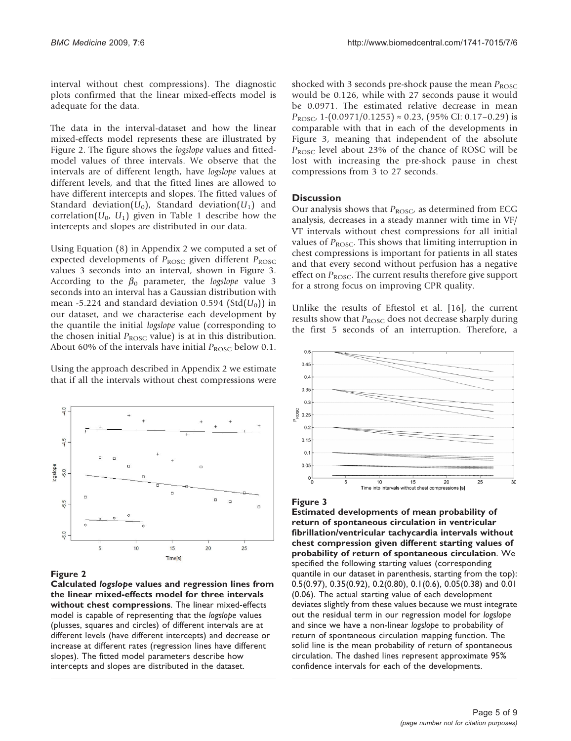interval without chest compressions). The diagnostic plots confirmed that the linear mixed-effects model is adequate for the data.

The data in the interval-dataset and how the linear mixed-effects model represents these are illustrated by Figure 2. The figure shows the *logslope* values and fitted-model values of three intervals. We observe that the intervals are of different length, have *logslope* values at different levels, and that the fitted lines are allowed to have different intercepts and slopes. The fitted values of Standard deviation($U_0$), Standard deviation($U_1$) and correlation($U_0$, $U_1$) given in Table 1 describe how the intercepts and slopes are distributed in our data.

Using Equation (8) in Appendix 2 we computed a set of expected developments of $P_{ROSC}$ given different $P_{ROSC}$ values 3 seconds into an interval, shown in Figure 3. According to the $\beta_0$ parameter, the *logslope* value 3 seconds into an interval has a Gaussian distribution with mean -5.224 and standard deviation 0.594 (Std($U_0$)) in our dataset, and we characterise each development by the quantile the initial *logslope* value (corresponding to the chosen initial $P_{ROSC}$ value) is at in this distribution. About 60% of the intervals have initial $P_{ROSC}$ below 0.1.

Using the approach described in Appendix 2 we estimate that if all the intervals without chest compressions were shocked with 3 seconds pre-shock pause the mean $P_{ROSC}$ would be 0.126, while with 27 seconds pause it would be 0.0971. The estimated relative decrease in mean $P_{ROSC}$, 1-(0.0971/0.1255) ≈ 0.23, (95% CI: 0.17–0.29) is comparable with that in each of the developments in Figure 3, meaning that independent of the absolute $P_{ROSC}$ level about 23% of the chance of ROSC will be lost with increasing the pre-shock pause in chest compressions from 3 to 27 seconds.

**Figure 2**

**Calculated *logslope* values and regression lines from the linear mixed-effects model for three intervals without chest compressions**. The linear mixed-effects model is capable of representing that the *logslope* values (plusses, squares and circles) of different intervals are at different levels (have different intercepts) and decrease or increase at different rates (regression lines have different slopes). The fitted model parameters describe how intercepts and slopes are distributed in the dataset.

## Discussion

Our analysis shows that $P_{ROSC}$, as determined from ECG analysis, decreases in a steady manner with time in VF/VT intervals without chest compressions for all initial values of $P_{ROSC}$. This shows that limiting interruption in chest compressions is important for patients in all states and that every second without perfusion has a negative effect on $P_{ROSC}$. The current results therefore give support for a strong focus on improving CPR quality.

Unlike the results of Eftestol et al. [16], the current results show that $P_{ROSC}$ does not decrease sharply during the first 5 seconds of an interruption. Therefore, a

**Figure 3**

**Estimated developments of mean probability of return of spontaneous circulation in ventricular fibrillation/ventricular tachycardia intervals without chest compression given different starting values of probability of return of spontaneous circulation**. We specified the following starting values (corresponding quantile in our dataset in parenthesis, starting from the top): 0.5(0.97), 0.35(0.92), 0.2(0.80), 0.1(0.6), 0.05(0.38) and 0.01 (0.06). The actual starting value of each development deviates slightly from these values because we must integrate out the residual term in our regression model for *logslope* and since we have a non-linear *logslope* to probability of return of spontaneous circulation mapping function. The solid line is the mean probability of return of spontaneous circulation. The dashed lines represent approximate 95% confidence intervals for each of the developments.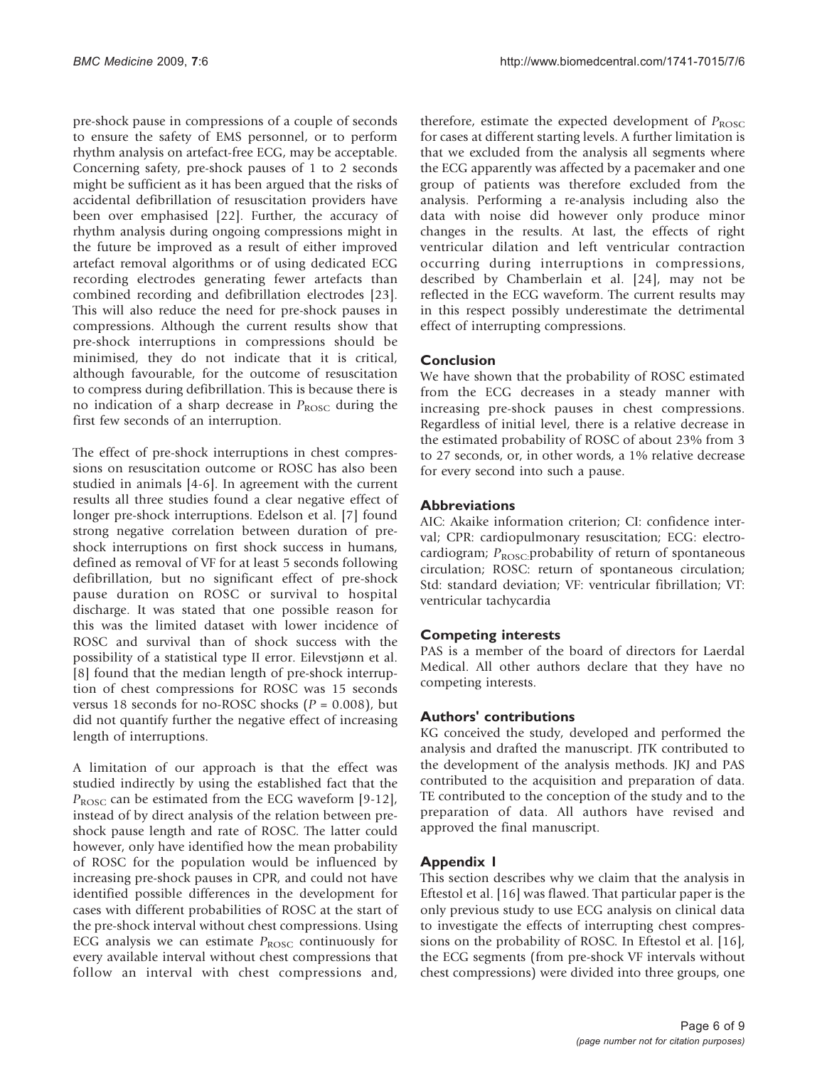pre-shock pause in compressions of a couple of seconds to ensure the safety of EMS personnel, or to perform rhythm analysis on artefact-free ECG, may be acceptable. Concerning safety, pre-shock pauses of 1 to 2 seconds might be sufficient as it has been argued that the risks of accidental defibrillation of resuscitation providers have been over emphasised [22]. Further, the accuracy of rhythm analysis during ongoing compressions might in the future be improved as a result of either improved artefact removal algorithms or of using dedicated ECG recording electrodes generating fewer artefacts than combined recording and defibrillation electrodes [23]. This will also reduce the need for pre-shock pauses in compressions. Although the current results show that pre-shock interruptions in compressions should be minimised, they do not indicate that it is critical, although favourable, for the outcome of resuscitation to compress during defibrillation. This is because there is no indication of a sharp decrease in $P_{ROSC}$ during the first few seconds of an interruption.

The effect of pre-shock interruptions in chest compressions on resuscitation outcome or ROSC has also been studied in animals [4-6]. In agreement with the current results all three studies found a clear negative effect of longer pre-shock interruptions. Edelson et al. [7] found strong negative correlation between duration of pre-shock interruptions on first shock success in humans, defined as removal of VF for at least 5 seconds following defibrillation, but no significant effect of pre-shock pause duration on ROSC or survival to hospital discharge. It was stated that one possible reason for this was the limited dataset with lower incidence of ROSC and survival than of shock success with the possibility of a statistical type II error. Eilevstjønn et al. [8] found that the median length of pre-shock interruption of chest compressions for ROSC was 15 seconds versus 18 seconds for no-ROSC shocks ($P = 0.008$), but did not quantify further the negative effect of increasing length of interruptions.

A limitation of our approach is that the effect was studied indirectly by using the established fact that the $P_{ROSC}$ can be estimated from the ECG waveform [9-12], instead of by direct analysis of the relation between pre-shock pause length and rate of ROSC. The latter could however, only have identified how the mean probability of ROSC for the population would be influenced by increasing pre-shock pauses in CPR, and could not have identified possible differences in the development for cases with different probabilities of ROSC at the start of the pre-shock interval without chest compressions. Using ECG analysis we can estimate $P_{ROSC}$ continuously for every available interval without chest compressions that follow an interval with chest compressions and, therefore, estimate the expected development of $P_{ROSC}$ for cases at different starting levels. A further limitation is that we excluded from the analysis all segments where the ECG apparently was affected by a pacemaker and one group of patients was therefore excluded from the analysis. Performing a re-analysis including also the data with noise did however only produce minor changes in the results. At last, the effects of right ventricular dilation and left ventricular contraction occurring during interruptions in compressions, described by Chamberlain et al. [24], may not be reflected in the ECG waveform. The current results may in this respect possibly underestimate the detrimental effect of interrupting compressions.

## Conclusion

We have shown that the probability of ROSC estimated from the ECG decreases in a steady manner with increasing pre-shock pauses in chest compressions. Regardless of initial level, there is a relative decrease in the estimated probability of ROSC of about 23% from 3 to 27 seconds, or, in other words, a 1% relative decrease for every second into such a pause.

## Abbreviations

AIC: Akaike information criterion; CI: confidence interval; CPR: cardiopulmonary resuscitation; ECG: electrocardiogram; $P_{ROSC}$:probability of return of spontaneous circulation; ROSC: return of spontaneous circulation; Std: standard deviation; VF: ventricular fibrillation; VT: ventricular tachycardia

## Competing interests

PAS is a member of the board of directors for Laerdal Medical. All other authors declare that they have no competing interests.

## Authors' contributions

KG conceived the study, developed and performed the analysis and drafted the manuscript. JTK contributed to the development of the analysis methods. JKJ and PAS contributed to the acquisition and preparation of data. TE contributed to the conception of the study and to the preparation of data. All authors have revised and approved the final manuscript.

## Appendix 1

This section describes why we claim that the analysis in Eftestol et al. [16] was flawed. That particular paper is the only previous study to use ECG analysis on clinical data to investigate the effects of interrupting chest compressions on the probability of ROSC. In Eftestol et al. [16], the ECG segments (from pre-shock VF intervals without chest compressions) were divided into three groups, one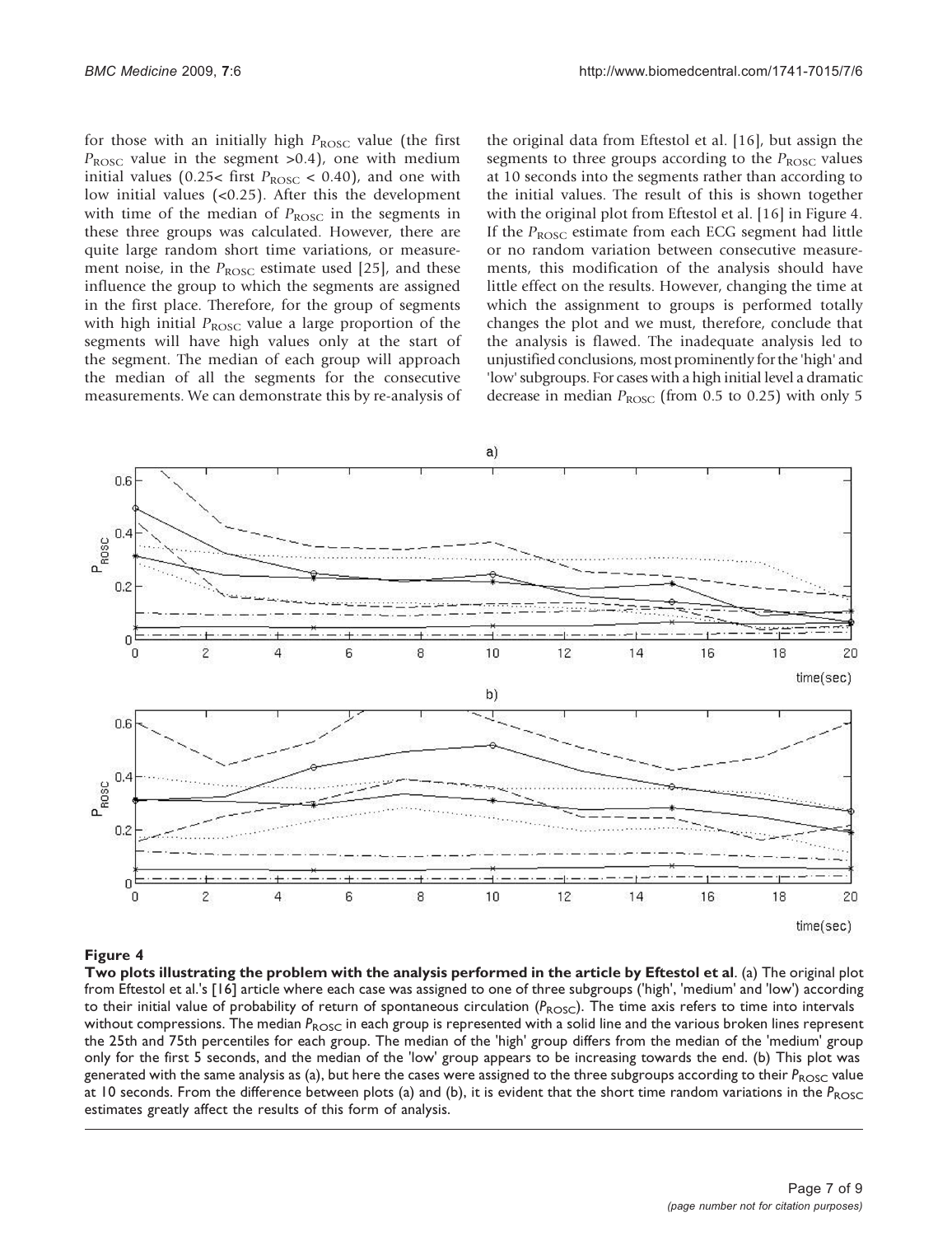for those with an initially high $P_{ROSC}$ value (the first $P_{ROSC}$ value in the segment >0.4), one with medium initial values (0.25< first $P_{ROSC}$ < 0.40), and one with low initial values (<0.25). After this the development with time of the median of $P_{ROSC}$ in the segments in these three groups was calculated. However, there are quite large random short time variations, or measurement noise, in the $P_{ROSC}$ estimate used [25], and these influence the group to which the segments are assigned in the first place. Therefore, for the group of segments with high initial $P_{ROSC}$ value a large proportion of the segments will have high values only at the start of the segment. The median of each group will approach the median of all the segments for the consecutive measurements. We can demonstrate this by re-analysis of the original data from Eftestol et al. [16], but assign the segments to three groups according to the $P_{ROSC}$ values at 10 seconds into the segments rather than according to the initial values. The result of this is shown together with the original plot from Eftestol et al. [16] in Figure 4. If the $P_{ROSC}$ estimate from each ECG segment had little or no random variation between consecutive measurements, this modification of the analysis should have little effect on the results. However, changing the time at which the assignment to groups is performed totally changes the plot and we must, therefore, conclude that the analysis is flawed. The inadequate analysis led to unjustified conclusions, most prominently for the 'high' and 'low' subgroups. For cases with a high initial level a dramatic decrease in median $P_{ROSC}$ (from 0.5 to 0.25) with only 5

**Figure 4**

**Two plots illustrating the problem with the analysis performed in the article by Eftestol et al**. (a) The original plot from Eftestol et al.'s [16] article where each case was assigned to one of three subgroups ('high', 'medium' and 'low') according to their initial value of probability of return of spontaneous circulation ($P_{ROSC}$). The time axis refers to time into intervals without compressions. The median $P_{ROSC}$ in each group is represented with a solid line and the various broken lines represent the 25th and 75th percentiles for each group. The median of the 'high' group differs from the median of the 'medium' group only for the first 5 seconds, and the median of the 'low' group appears to be increasing towards the end. (b) This plot was generated with the same analysis as (a), but here the cases were assigned to the three subgroups according to their $P_{ROSC}$ value at 10 seconds. From the difference between plots (a) and (b), it is evident that the short time random variations in the $P_{ROSC}$ estimates greatly affect the results of this form of analysis.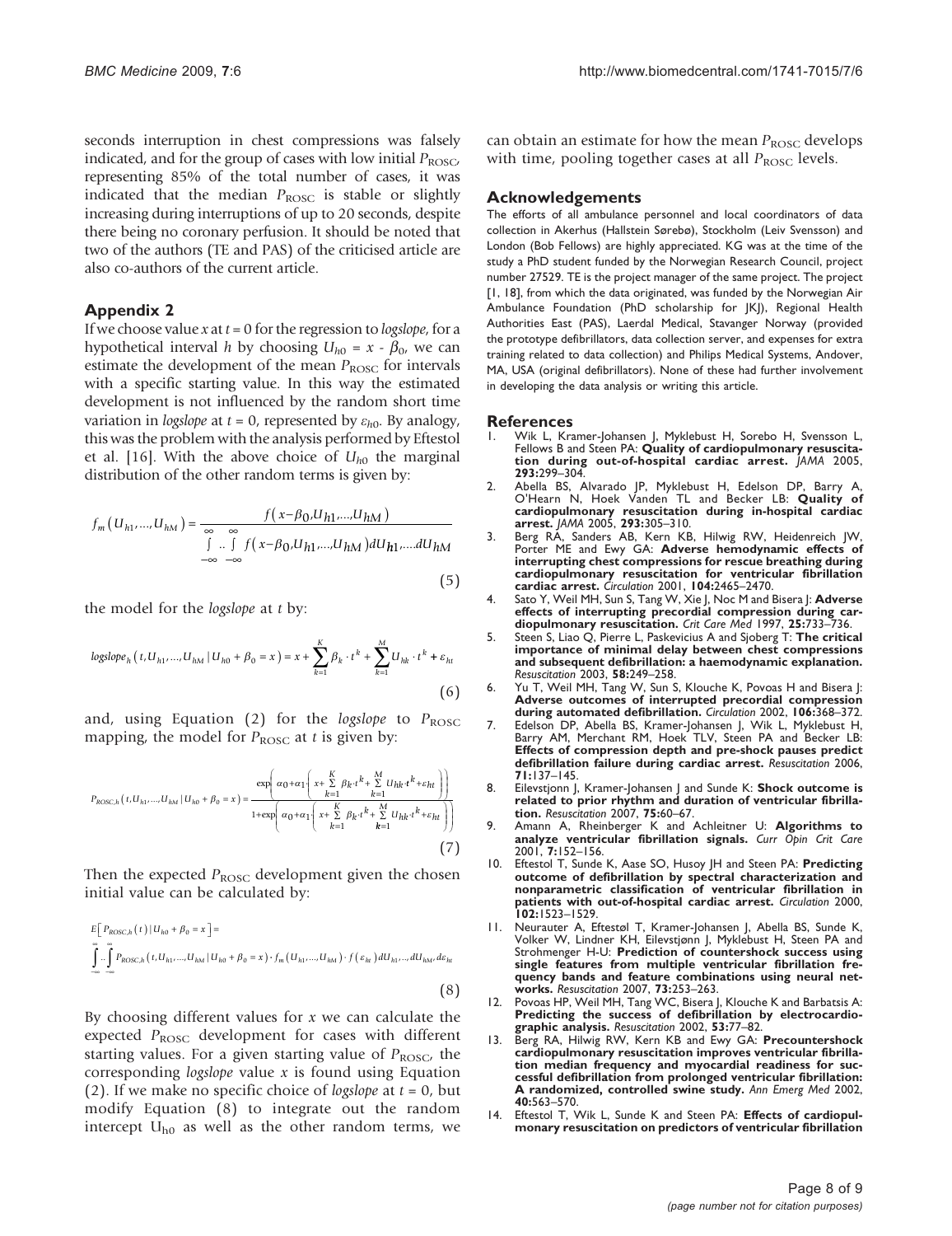seconds interruption in chest compressions was falsely indicated, and for the group of cases with low initial $P_{ROSC}$, representing 85% of the total number of cases, it was indicated that the median $P_{ROSC}$ is stable or slightly increasing during interruptions of up to 20 seconds, despite there being no coronary perfusion. It should be noted that two of the authors (TE and PAS) of the criticised article are also co-authors of the current article.

## Appendix 2

If we choose value $x$ at $t = 0$ for the regression to *logslope*, for a hypothetical interval $h$ by choosing $U_{h0} = x - \beta_0$, we can estimate the development of the mean $P_{ROSC}$ for intervals with a specific starting value. In this way the estimated development is not influenced by the random short time variation in *logslope* at $t = 0$, represented by $\varepsilon_{h0}$. By analogy, this was the problem with the analysis performed by Eftestol et al. [16]. With the above choice of $U_{h0}$ the marginal distribution of the other random terms is given by:

$$f_m\left(U_{h1},...,U_{hM}\right) = \frac{f\left(x-\beta_0,U_{h1},...,U_{hM}\right)}{\int\limits_{-\infty}^{\infty}..\int\limits_{-\infty}^{\infty} f\left(x-\beta_0,U_{h1},...,U_{hM}\right)dU_{h1},...dU_{hM}} \quad (5)$$

the model for the *logslope* at $t$ by:

$$logslope_h\left(t,U_{h1},...,U_{hM} \mid U_{h0}+\beta_0 = x\right) = x + \sum_{k=1}^{K}\beta_k \cdot t^k + \sum_{k=1}^{M}U_{hk}\cdot t^k + \varepsilon_{ht} \quad (6)$$

and, using Equation (2) for the *logslope* to $P_{ROSC}$ mapping, the model for $P_{ROSC}$ at $t$ is given by:

$$P_{ROSC,h}\left(t,U_{h1},...,U_{hM} \mid U_{h0}+\beta_0 = x\right) = \frac{\exp\left(\alpha_0+\alpha_1\left(x+\sum\limits_{k=1}^{K}\beta_k \cdot t^k+\sum\limits_{k=1}^{M}U_{hk}\cdot t^k+\varepsilon_{ht}\right)\right)}{1+\exp\left(\alpha_0+\alpha_1\left(x+\sum\limits_{k=1}^{K}\beta_k \cdot t^k+\sum\limits_{k=1}^{M}U_{hk}\cdot t^k+\varepsilon_{ht}\right)\right)} \quad (7)$$

Then the expected $P_{ROSC}$ development given the chosen initial value can be calculated by:

$$E\left[P_{ROSC,h}\left(t\right) \mid U_{h0}+\beta_0 = x\right] = \int\limits_{-\infty}^{\infty}..\int\limits_{-\infty}^{\infty} P_{ROSC,h}\left(t,U_{h1},...,U_{hM} \mid U_{h0}+\beta_0 = x\right)\cdot f_m\left(U_{h1},...,U_{hM}\right)\cdot f\left(\varepsilon_{ht}\right)dU_{h1},..,dU_{hM},d\varepsilon_{ht} \quad (8)$$

By choosing different values for $x$ we can calculate the expected $P_{ROSC}$ development for cases with different starting values. For a given starting value of $P_{ROSC}$, the corresponding *logslope* value $x$ is found using Equation (2). If we make no specific choice of *logslope* at $t = 0$, but modify Equation (8) to integrate out the random intercept $U_{h0}$ as well as the other random terms, we can obtain an estimate for how the mean $P_{ROSC}$ develops with time, pooling together cases at all $P_{ROSC}$ levels.

## Acknowledgements

The efforts of all ambulance personnel and local coordinators of data collection in Akerhus (Hallstein Sørebø), Stockholm (Leiv Svensson) and London (Bob Fellows) are highly appreciated. KG was at the time of the study a PhD student funded by the Norwegian Research Council, project number 27529. TE is the project manager of the same project. The project [1, 18], from which the data originated, was funded by the Norwegian Air Ambulance Foundation (PhD scholarship for JKJ), Regional Health Authorities East (PAS), Laerdal Medical, Stavanger Norway (provided the prototype defibrillators, data collection server, and expenses for extra training related to data collection) and Philips Medical Systems, Andover, MA, USA (original defibrillators). None of these had further involvement in developing the data analysis or writing this article.

## References

1. Wik L, Kramer-Johansen J, Myklebust H, Sorebo H, Svensson L, Fellows B and Steen PA: **Quality of cardiopulmonary resuscitation during out-of-hospital cardiac arrest.** *JAMA* 2005, **293:**299–304.
2. Abella BS, Alvarado JP, Myklebust H, Edelson DP, Barry A, O'Hearn N, Hoek Vanden TL and Becker LB: **Quality of cardiopulmonary resuscitation during in-hospital cardiac arrest.** *JAMA* 2005, **293:**305–310.
3. Berg RA, Sanders AB, Kern KB, Hilwig RW, Heidenreich JW, Porter ME and Ewy GA: **Adverse hemodynamic effects of interrupting chest compressions for rescue breathing during cardiopulmonary resuscitation for ventricular fibrillation cardiac arrest.** *Circulation* 2001, **104:**2465–2470.
4. Sato Y, Weil MH, Sun S, Tang W, Xie J, Noc M and Bisera J: **Adverse effects of interrupting precordial compression during cardiopulmonary resuscitation.** *Crit Care Med* 1997, **25:**733–736.
5. Steen S, Liao Q, Pierre L, Paskevicius A and Sjoberg T: **The critical importance of minimal delay between chest compressions and subsequent defibrillation: a haemodynamic explanation.** *Resuscitation* 2003, **58:**249–258.
6. Yu T, Weil MH, Tang W, Sun S, Klouche K, Povoas H and Bisera J: **Adverse outcomes of interrupted precordial compression during automated defibrillation.** *Circulation* 2002, **106:**368–372.
7. Edelson DP, Abella BS, Kramer-Johansen J, Wik L, Myklebust H, Barry AM, Merchant RM, Hoek TLV, Steen PA and Becker LB: **Effects of compression depth and pre-shock pauses predict defibrillation failure during cardiac arrest.** *Resuscitation* 2006, **71:**137–145.
8. Eilevstjonn J, Kramer-Johansen J and Sunde K: **Shock outcome is related to prior rhythm and duration of ventricular fibrillation.** *Resuscitation* 2007, **75:**60–67.
9. Amann A, Rheinberger K and Achleitner U: **Algorithms to analyze ventricular fibrillation signals.** *Curr Opin Crit Care* 2001, **7:**152–156.
10. Eftestol T, Sunde K, Aase SO, Husoy JH and Steen PA: **Predicting outcome of defibrillation by spectral characterization and nonparametric classification of ventricular fibrillation in patients with out-of-hospital cardiac arrest.** *Circulation* 2000, **102:**1523–1529.
11. Neurauter A, Eftestøl T, Kramer-Johansen J, Abella BS, Sunde K, Volker W, Lindner KH, Eilevstjønn J, Myklebust H, Steen PA and Strohmenger H-U: **Prediction of countershock success using single features from multiple ventricular fibrillation frequency bands and feature combinations using neural networks.** *Resuscitation* 2007, **73:**253–263.
12. Povoas HP, Weil MH, Tang WC, Bisera J, Klouche K and Barbatsis A: **Predicting the success of defibrillation by electrocardiographic analysis.** *Resuscitation* 2002, **53:**77–82.
13. Berg RA, Hilwig RW, Kern KB and Ewy GA: **Precountershock cardiopulmonary resuscitation improves ventricular fibrillation median frequency and myocardial readiness for successful defibrillation from prolonged ventricular fibrillation: A randomized, controlled swine study.** *Ann Emerg Med* 2002, **40:**563–570.
14. Eftestol T, Wik L, Sunde K and Steen PA: **Effects of cardiopulmonary resuscitation on predictors of ventricular fibrillation**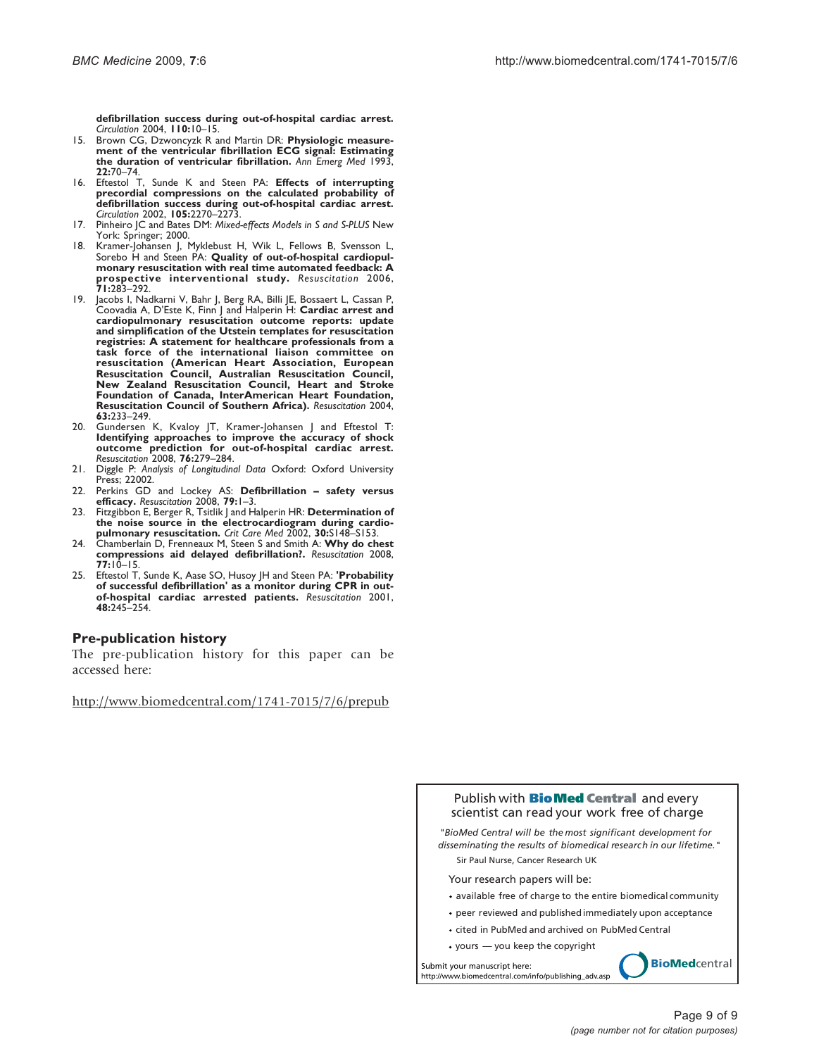**defibrillation success during out-of-hospital cardiac arrest.** *Circulation* 2004, **110:**10–15.

15. Brown CG, Dzwonczyk R and Martin DR: **Physiologic measurement of the ventricular fibrillation ECG signal: Estimating the duration of ventricular fibrillation.** *Ann Emerg Med* 1993, **22:**70–74.
16. Eftestol T, Sunde K and Steen PA: **Effects of interrupting precordial compressions on the calculated probability of defibrillation success during out-of-hospital cardiac arrest.** *Circulation* 2002, **105:**2270–2273.
17. Pinheiro JC and Bates DM: *Mixed-effects Models in S and S-PLUS* New York: Springer; 2000.
18. Kramer-Johansen J, Myklebust H, Wik L, Fellows B, Svensson L, Sorebo H and Steen PA: **Quality of out-of-hospital cardiopulmonary resuscitation with real time automated feedback: A prospective interventional study.** *Resuscitation* 2006, **71:**283–292.
19. Jacobs I, Nadkarni V, Bahr J, Berg RA, Billi JE, Bossaert L, Cassan P, Coovadia A, D'Este K, Finn J and Halperin H: **Cardiac arrest and cardiopulmonary resuscitation outcome reports: update and simplification of the Utstein templates for resuscitation registries: A statement for healthcare professionals from a task force of the international liaison committee on resuscitation (American Heart Association, European Resuscitation Council, Australian Resuscitation Council, New Zealand Resuscitation Council, Heart and Stroke Foundation of Canada, InterAmerican Heart Foundation, Resuscitation Council of Southern Africa).** *Resuscitation* 2004, **63:**233–249.
20. Gundersen K, Kvaloy JT, Kramer-Johansen J and Eftestol T: **Identifying approaches to improve the accuracy of shock outcome prediction for out-of-hospital cardiac arrest.** *Resuscitation* 2008, **76:**279–284.
21. Diggle P: *Analysis of Longitudinal Data* Oxford: Oxford University Press; 22002.
22. Perkins GD and Lockey AS: **Defibrillation – safety versus efficacy.** *Resuscitation* 2008, **79:**1–3.
23. Fitzgibbon E, Berger R, Tsitlik J and Halperin HR: **Determination of the noise source in the electrocardiogram during cardiopulmonary resuscitation.** *Crit Care Med* 2002, **30:**S148–S153.
24. Chamberlain D, Frenneaux M, Steen S and Smith A: **Why do chest compressions aid delayed defibrillation?.** *Resuscitation* 2008, **77:**10–15.
25. Eftestol T, Sunde K, Aase SO, Husoy JH and Steen PA: **'Probability of successful defibrillation' as a monitor during CPR in out-of-hospital cardiac arrested patients.** *Resuscitation* 2001, **48:**245–254.

## Pre-publication history

The pre-publication history for this paper can be accessed here:

http://www.biomedcentral.com/1741-7015/7/6/prepub

Publish with **BioMed Central** and every scientist can read your work free of charge

*"BioMed Central will be the most significant development for disseminating the results of biomedical research in our lifetime."*
Sir Paul Nurse, Cancer Research UK

Your research papers will be:

- available free of charge to the entire biomedical community
- peer reviewed and published immediately upon acceptance
- cited in PubMed and archived on PubMed Central
- yours — you keep the copyright

Submit your manuscript here:
http://www.biomedcentral.com/info/publishing_adv.asp

BioMedcentral